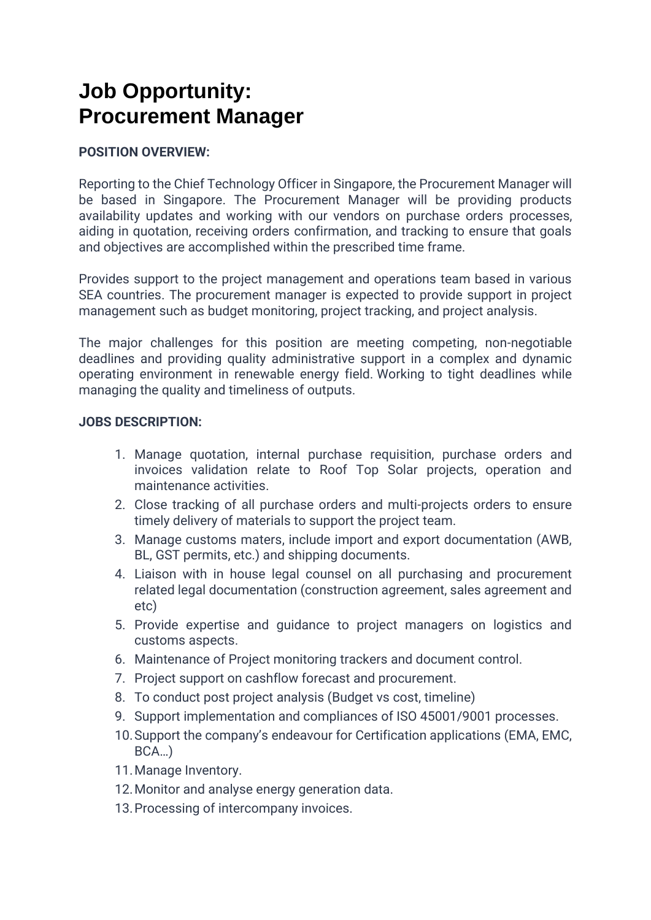# Job Opportunity:
# Procurement Manager

**POSITION OVERVIEW:**

Reporting to the Chief Technology Officer in Singapore, the Procurement Manager will be based in Singapore. The Procurement Manager will be providing products availability updates and working with our vendors on purchase orders processes, aiding in quotation, receiving orders confirmation, and tracking to ensure that goals and objectives are accomplished within the prescribed time frame.

Provides support to the project management and operations team based in various SEA countries. The procurement manager is expected to provide support in project management such as budget monitoring, project tracking, and project analysis.

The major challenges for this position are meeting competing, non-negotiable deadlines and providing quality administrative support in a complex and dynamic operating environment in renewable energy field. Working to tight deadlines while managing the quality and timeliness of outputs.

**JOBS DESCRIPTION:**

1. Manage quotation, internal purchase requisition, purchase orders and invoices validation relate to Roof Top Solar projects, operation and maintenance activities.
2. Close tracking of all purchase orders and multi-projects orders to ensure timely delivery of materials to support the project team.
3. Manage customs maters, include import and export documentation (AWB, BL, GST permits, etc.) and shipping documents.
4. Liaison with in house legal counsel on all purchasing and procurement related legal documentation (construction agreement, sales agreement and etc)
5. Provide expertise and guidance to project managers on logistics and customs aspects.
6. Maintenance of Project monitoring trackers and document control.
7. Project support on cashflow forecast and procurement.
8. To conduct post project analysis (Budget vs cost, timeline)
9. Support implementation and compliances of ISO 45001/9001 processes.
10. Support the company's endeavour for Certification applications (EMA, EMC, BCA…)
11. Manage Inventory.
12. Monitor and analyse energy generation data.
13. Processing of intercompany invoices.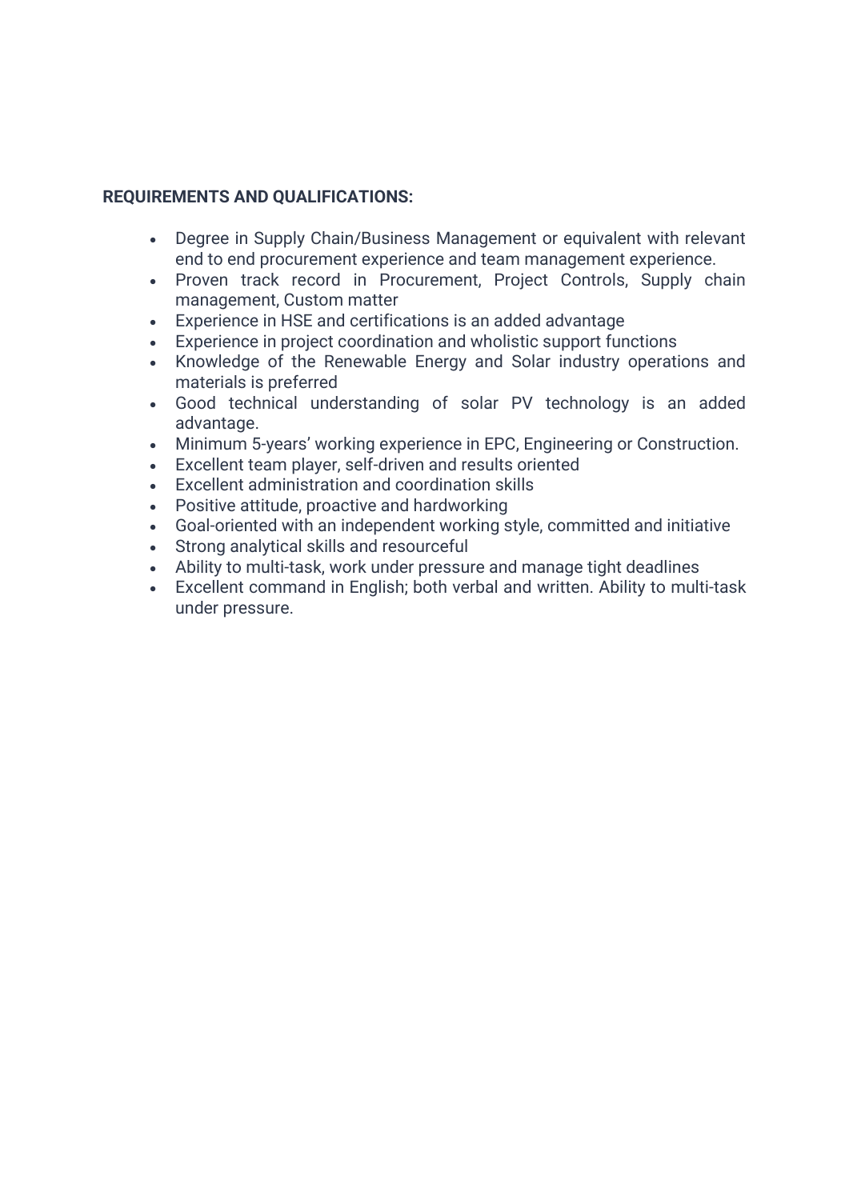**REQUIREMENTS AND QUALIFICATIONS:**

- Degree in Supply Chain/Business Management or equivalent with relevant end to end procurement experience and team management experience.
- Proven track record in Procurement, Project Controls, Supply chain management, Custom matter
- Experience in HSE and certifications is an added advantage
- Experience in project coordination and wholistic support functions
- Knowledge of the Renewable Energy and Solar industry operations and materials is preferred
- Good technical understanding of solar PV technology is an added advantage.
- Minimum 5-years' working experience in EPC, Engineering or Construction.
- Excellent team player, self-driven and results oriented
- Excellent administration and coordination skills
- Positive attitude, proactive and hardworking
- Goal-oriented with an independent working style, committed and initiative
- Strong analytical skills and resourceful
- Ability to multi-task, work under pressure and manage tight deadlines
- Excellent command in English; both verbal and written. Ability to multi-task under pressure.